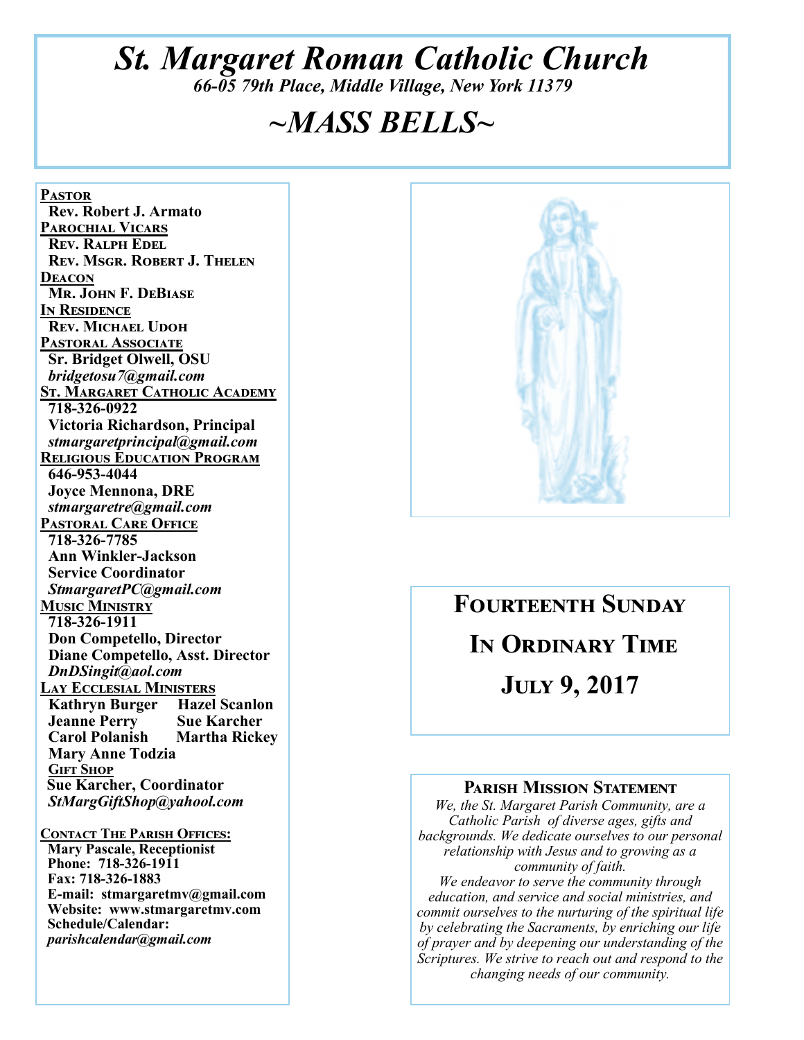# *St. Margaret Roman Catholic Church*

*66-05 79th Place, Middle Village, New York 11379*

# *~MASS BELLS~*

**PASTOR**
Rev. Robert J. Armato

**PAROCHIAL VICARS**
Rev. Ralph Edel
Rev. Msgr. Robert J. Thelen

**DEACON**
Mr. John F. DeBiase

**IN RESIDENCE**
Rev. Michael Udoh

**PASTORAL ASSOCIATE**
Sr. Bridget Olwell, OSU
*bridgetosu7@gmail.com*

**ST. MARGARET CATHOLIC ACADEMY**
718-326-0922
Victoria Richardson, Principal
*stmargaretprincipal@gmail.com*

**RELIGIOUS EDUCATION PROGRAM**
646-953-4044
Joyce Mennona, DRE
*stmargaretre@gmail.com*

**PASTORAL CARE OFFICE**
718-326-7785
Ann Winkler-Jackson
Service Coordinator
*StmargaretPC@gmail.com*

**MUSIC MINISTRY**
718-326-1911
Don Competello, Director
Diane Competello, Asst. Director
*DnDSingit@aol.com*

**LAY ECCLESIAL MINISTERS**
Kathryn Burger — Hazel Scanlon
Jeanne Perry — Sue Karcher
Carol Polanish — Martha Rickey
Mary Anne Todzia

**GIFT SHOP**
Sue Karcher, Coordinator
*StMargGiftShop@yahool.com*

**CONTACT THE PARISH OFFICES:**
Mary Pascale, Receptionist
Phone: 718-326-1911
Fax: 718-326-1883
E-mail: stmargaretmv@gmail.com
Website: www.stmargaretmv.com
Schedule/Calendar:
*parishcalendar@gmail.com*

## FOURTEENTH SUNDAY IN ORDINARY TIME

## JULY 9, 2017

### PARISH MISSION STATEMENT

*We, the St. Margaret Parish Community, are a Catholic Parish of diverse ages, gifts and backgrounds. We dedicate ourselves to our personal relationship with Jesus and to growing as a community of faith.*
*We endeavor to serve the community through education, and service and social ministries, and commit ourselves to the nurturing of the spiritual life by celebrating the Sacraments, by enriching our life of prayer and by deepening our understanding of the Scriptures. We strive to reach out and respond to the changing needs of our community.*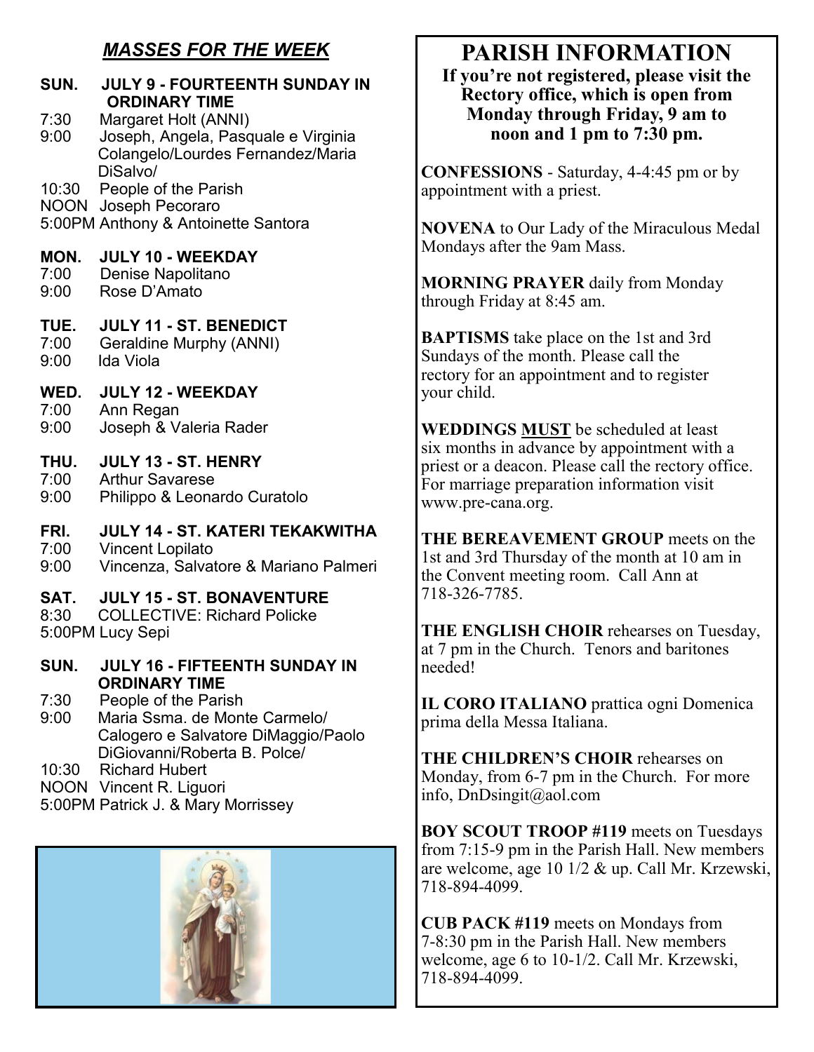## *MASSES FOR THE WEEK*

**SUN. JULY 9 - FOURTEENTH SUNDAY IN ORDINARY TIME**

7:30 Margaret Holt (ANNI)
9:00 Joseph, Angela, Pasquale e Virginia Colangelo/Lourdes Fernandez/Maria DiSalvo/
10:30 People of the Parish
NOON Joseph Pecoraro
5:00PM Anthony & Antoinette Santora

**MON. JULY 10 - WEEKDAY**

7:00 Denise Napolitano
9:00 Rose D'Amato

**TUE. JULY 11 - ST. BENEDICT**

7:00 Geraldine Murphy (ANNI)
9:00 Ida Viola

**WED. JULY 12 - WEEKDAY**

7:00 Ann Regan
9:00 Joseph & Valeria Rader

**THU. JULY 13 - ST. HENRY**

7:00 Arthur Savarese
9:00 Philippo & Leonardo Curatolo

**FRI. JULY 14 - ST. KATERI TEKAKWITHA**

7:00 Vincent Lopilato
9:00 Vincenza, Salvatore & Mariano Palmeri

**SAT. JULY 15 - ST. BONAVENTURE**

8:30 COLLECTIVE: Richard Policke
5:00PM Lucy Sepi

**SUN. JULY 16 - FIFTEENTH SUNDAY IN ORDINARY TIME**

7:30 People of the Parish
9:00 Maria Ssma. de Monte Carmelo/ Calogero e Salvatore DiMaggio/Paolo DiGiovanni/Roberta B. Polce/
10:30 Richard Hubert
NOON Vincent R. Liguori
5:00PM Patrick J. & Mary Morrissey

# PARISH INFORMATION

**If you're not registered, please visit the Rectory office, which is open from Monday through Friday, 9 am to noon and 1 pm to 7:30 pm.**

**CONFESSIONS** - Saturday, 4-4:45 pm or by appointment with a priest.

**NOVENA** to Our Lady of the Miraculous Medal Mondays after the 9am Mass.

**MORNING PRAYER** daily from Monday through Friday at 8:45 am.

**BAPTISMS** take place on the 1st and 3rd Sundays of the month. Please call the rectory for an appointment and to register your child.

**WEDDINGS MUST** be scheduled at least six months in advance by appointment with a priest or a deacon. Please call the rectory office. For marriage preparation information visit www.pre-cana.org.

**THE BEREAVEMENT GROUP** meets on the 1st and 3rd Thursday of the month at 10 am in the Convent meeting room. Call Ann at 718-326-7785.

**THE ENGLISH CHOIR** rehearses on Tuesday, at 7 pm in the Church. Tenors and baritones needed!

**IL CORO ITALIANO** prattica ogni Domenica prima della Messa Italiana.

**THE CHILDREN'S CHOIR** rehearses on Monday, from 6-7 pm in the Church. For more info, DnDsingit@aol.com

**BOY SCOUT TROOP #119** meets on Tuesdays from 7:15-9 pm in the Parish Hall. New members are welcome, age 10 1/2 & up. Call Mr. Krzewski, 718-894-4099.

**CUB PACK #119** meets on Mondays from 7-8:30 pm in the Parish Hall. New members welcome, age 6 to 10-1/2. Call Mr. Krzewski, 718-894-4099.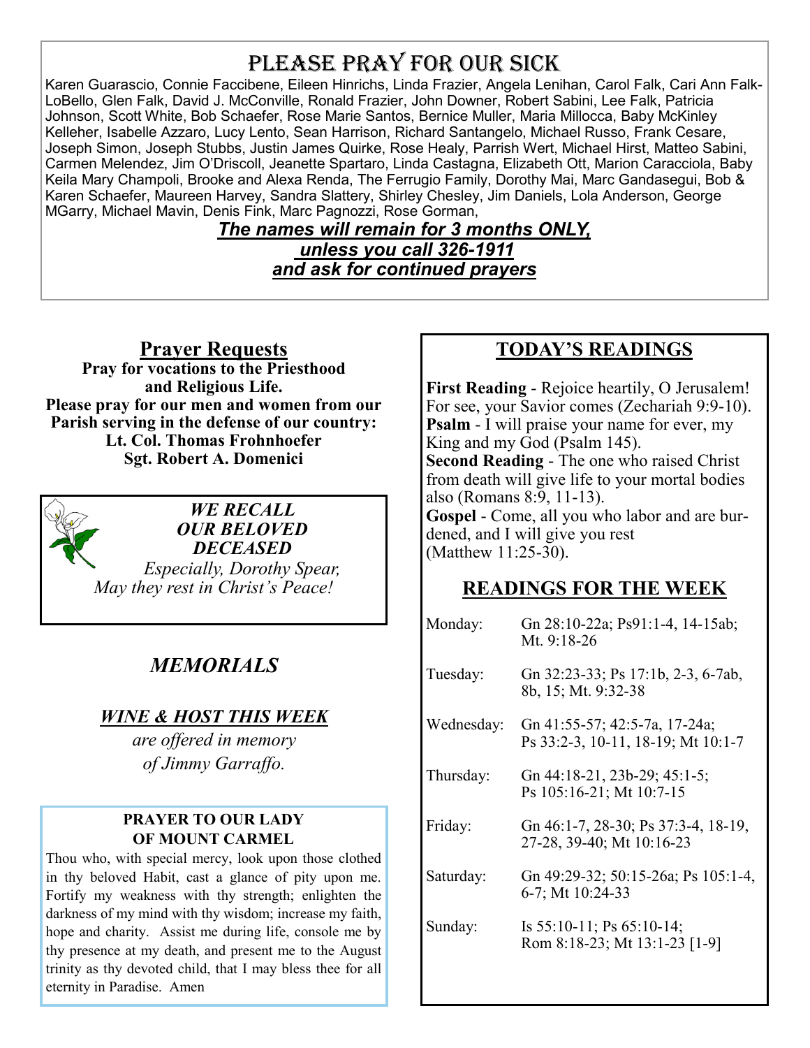# PLEASE PRAY FOR OUR SICK

Karen Guarascio, Connie Faccibene, Eileen Hinrichs, Linda Frazier, Angela Lenihan, Carol Falk, Cari Ann Falk-LoBello, Glen Falk, David J. McConville, Ronald Frazier, John Downer, Robert Sabini, Lee Falk, Patricia Johnson, Scott White, Bob Schaefer, Rose Marie Santos, Bernice Muller, Maria Millocca, Baby McKinley Kelleher, Isabelle Azzaro, Lucy Lento, Sean Harrison, Richard Santangelo, Michael Russo, Frank Cesare, Joseph Simon, Joseph Stubbs, Justin James Quirke, Rose Healy, Parrish Wert, Michael Hirst, Matteo Sabini, Carmen Melendez, Jim O'Driscoll, Jeanette Spartaro, Linda Castagna, Elizabeth Ott, Marion Caracciola, Baby Keila Mary Champoli, Brooke and Alexa Renda, The Ferrugio Family, Dorothy Mai, Marc Gandasegui, Bob & Karen Schaefer, Maureen Harvey, Sandra Slattery, Shirley Chesley, Jim Daniels, Lola Anderson, George MGarry, Michael Mavin, Denis Fink, Marc Pagnozzi, Rose Gorman,

***The names will remain for 3 months ONLY, unless you call 326-1911 and ask for continued prayers***

## Prayer Requests

**Pray for vocations to the Priesthood and Religious Life.**
**Please pray for our men and women from our Parish serving in the defense of our country:**
**Lt. Col. Thomas Frohnhoefer**
**Sgt. Robert A. Domenici**

***WE RECALL OUR BELOVED DECEASED***

*Especially, Dorothy Spear,*
*May they rest in Christ's Peace!*

## *MEMORIALS*

### *WINE & HOST THIS WEEK*

*are offered in memory of Jimmy Garraffo.*

**PRAYER TO OUR LADY OF MOUNT CARMEL**

Thou who, with special mercy, look upon those clothed in thy beloved Habit, cast a glance of pity upon me. Fortify my weakness with thy strength; enlighten the darkness of my mind with thy wisdom; increase my faith, hope and charity. Assist me during life, console me by thy presence at my death, and present me to the August trinity as thy devoted child, that I may bless thee for all eternity in Paradise. Amen

## TODAY'S READINGS

**First Reading** - Rejoice heartily, O Jerusalem! For see, your Savior comes (Zechariah 9:9-10).
**Psalm** - I will praise your name for ever, my King and my God (Psalm 145).
**Second Reading** - The one who raised Christ from death will give life to your mortal bodies also (Romans 8:9, 11-13).
**Gospel** - Come, all you who labor and are burdened, and I will give you rest (Matthew 11:25-30).

## READINGS FOR THE WEEK

| | |
|---|---|
| Monday: | Gn 28:10-22a; Ps91:1-4, 14-15ab; Mt. 9:18-26 |
| Tuesday: | Gn 32:23-33; Ps 17:1b, 2-3, 6-7ab, 8b, 15; Mt. 9:32-38 |
| Wednesday: | Gn 41:55-57; 42:5-7a, 17-24a; Ps 33:2-3, 10-11, 18-19; Mt 10:1-7 |
| Thursday: | Gn 44:18-21, 23b-29; 45:1-5; Ps 105:16-21; Mt 10:7-15 |
| Friday: | Gn 46:1-7, 28-30; Ps 37:3-4, 18-19, 27-28, 39-40; Mt 10:16-23 |
| Saturday: | Gn 49:29-32; 50:15-26a; Ps 105:1-4, 6-7; Mt 10:24-33 |
| Sunday: | Is 55:10-11; Ps 65:10-14; Rom 8:18-23; Mt 13:1-23 [1-9] |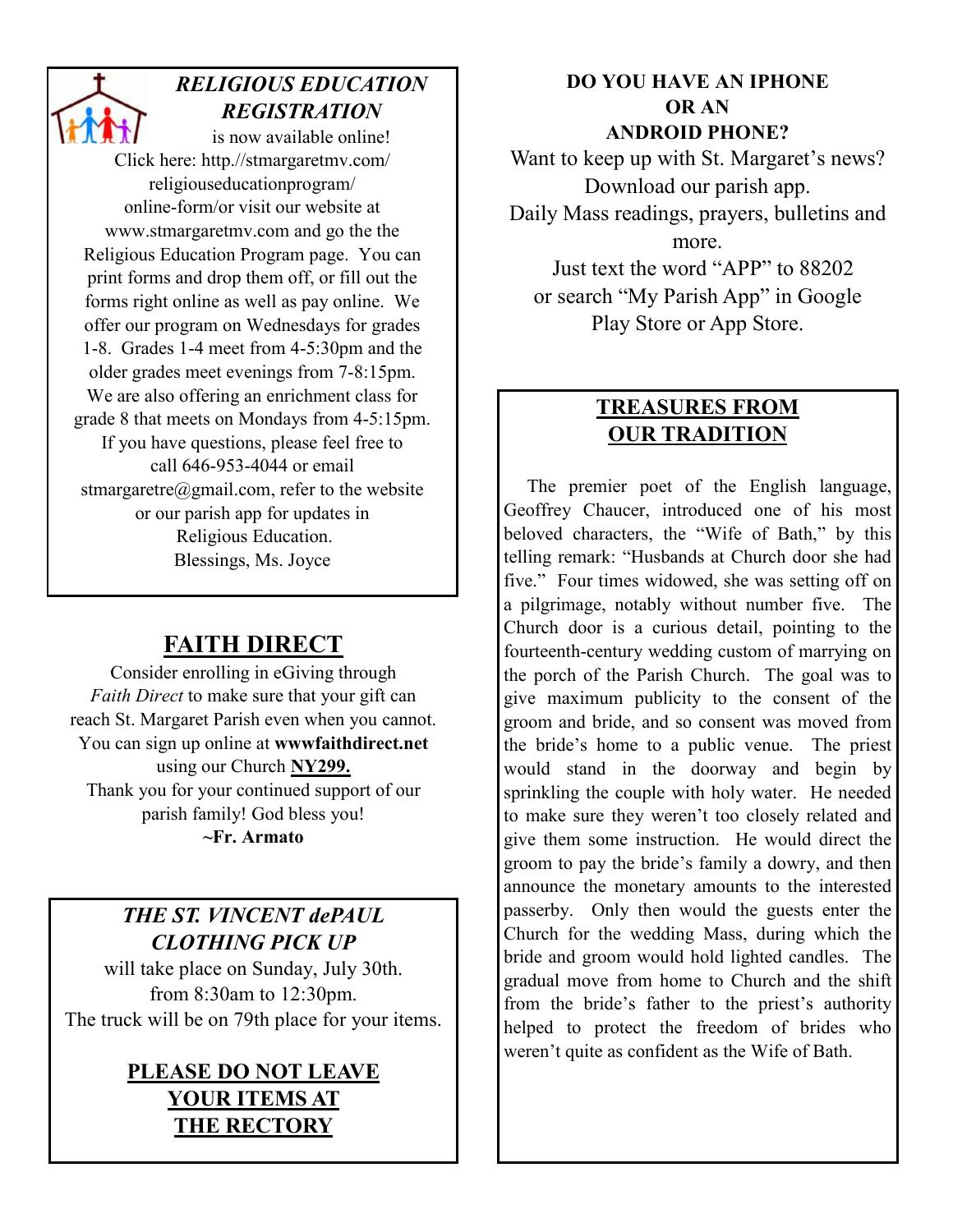## *RELIGIOUS EDUCATION REGISTRATION*

is now available online!
Click here: http.//stmargaretmv.com/religiouseducationprogram/online-form/or visit our website at www.stmargaretmv.com and go the the Religious Education Program page. You can print forms and drop them off, or fill out the forms right online as well as pay online. We offer our program on Wednesdays for grades 1-8. Grades 1-4 meet from 4-5:30pm and the older grades meet evenings from 7-8:15pm. We are also offering an enrichment class for grade 8 that meets on Mondays from 4-5:15pm. If you have questions, please feel free to call 646-953-4044 or email stmargaretre@gmail.com, refer to the website or our parish app for updates in Religious Education.
Blessings, Ms. Joyce

## FAITH DIRECT

Consider enrolling in eGiving through *Faith Direct* to make sure that your gift can reach St. Margaret Parish even when you cannot. You can sign up online at **wwwfaithdirect.net** using our Church **NY299.**
Thank you for your continued support of our parish family! God bless you!
**~Fr. Armato**

## *THE ST. VINCENT dePAUL CLOTHING PICK UP*

will take place on Sunday, July 30th. from 8:30am to 12:30pm.
The truck will be on 79th place for your items.

**PLEASE DO NOT LEAVE YOUR ITEMS AT THE RECTORY**

**DO YOU HAVE AN IPHONE OR AN ANDROID PHONE?**

Want to keep up with St. Margaret's news?
Download our parish app.
Daily Mass readings, prayers, bulletins and more.
Just text the word "APP" to 88202 or search "My Parish App" in Google Play Store or App Store.

## TREASURES FROM OUR TRADITION

The premier poet of the English language, Geoffrey Chaucer, introduced one of his most beloved characters, the "Wife of Bath," by this telling remark: "Husbands at Church door she had five." Four times widowed, she was setting off on a pilgrimage, notably without number five. The Church door is a curious detail, pointing to the fourteenth-century wedding custom of marrying on the porch of the Parish Church. The goal was to give maximum publicity to the consent of the groom and bride, and so consent was moved from the bride's home to a public venue. The priest would stand in the doorway and begin by sprinkling the couple with holy water. He needed to make sure they weren't too closely related and give them some instruction. He would direct the groom to pay the bride's family a dowry, and then announce the monetary amounts to the interested passerby. Only then would the guests enter the Church for the wedding Mass, during which the bride and groom would hold lighted candles. The gradual move from home to Church and the shift from the bride's father to the priest's authority helped to protect the freedom of brides who weren't quite as confident as the Wife of Bath.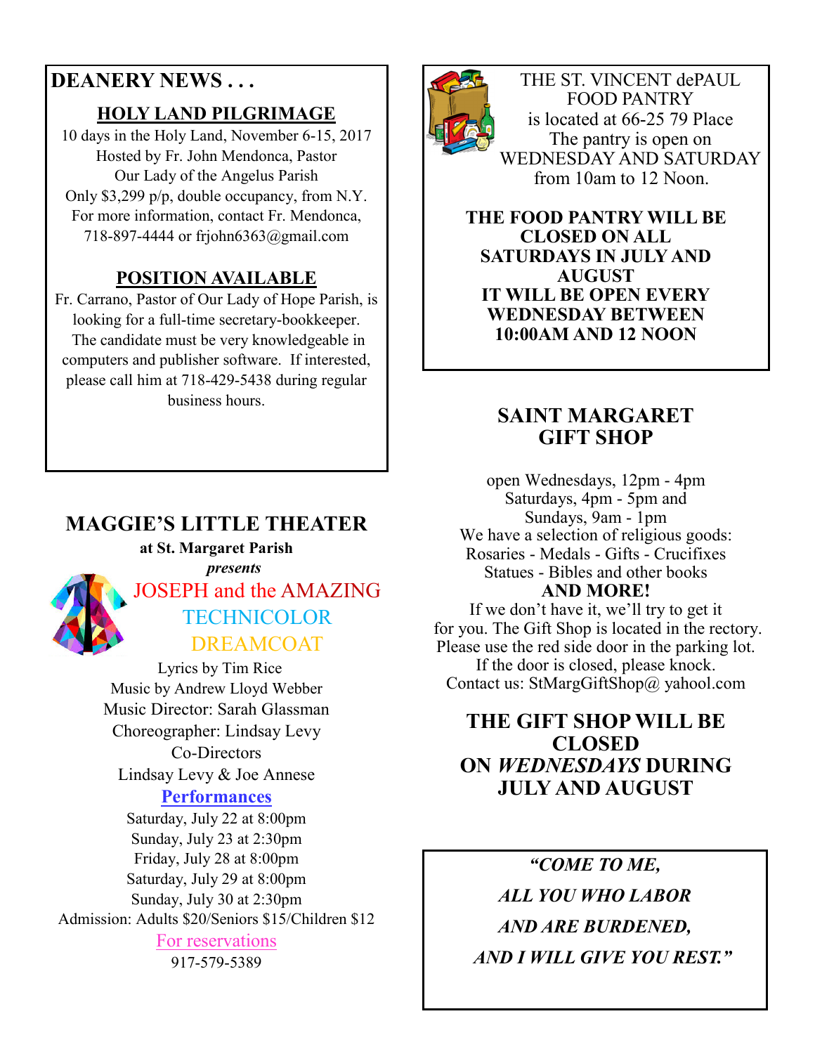## DEANERY NEWS . . .

### HOLY LAND PILGRIMAGE

10 days in the Holy Land, November 6-15, 2017
Hosted by Fr. John Mendonca, Pastor
Our Lady of the Angelus Parish
Only $3,299 p/p, double occupancy, from N.Y.
For more information, contact Fr. Mendonca,
718-897-4444 or frjohn6363@gmail.com

### POSITION AVAILABLE

Fr. Carrano, Pastor of Our Lady of Hope Parish, is looking for a full-time secretary-bookkeeper. The candidate must be very knowledgeable in computers and publisher software. If interested, please call him at 718-429-5438 during regular business hours.

## MAGGIE'S LITTLE THEATER

**at St. Margaret Parish**

***presents***

JOSEPH and the AMAZING TECHNICOLOR DREAMCOAT

Lyrics by Tim Rice
Music by Andrew Lloyd Webber
Music Director: Sarah Glassman
Choreographer: Lindsay Levy
Co-Directors
Lindsay Levy & Joe Annese

**Performances**

Saturday, July 22 at 8:00pm
Sunday, July 23 at 2:30pm
Friday, July 28 at 8:00pm
Saturday, July 29 at 8:00pm
Sunday, July 30 at 2:30pm
Admission: Adults $20/Seniors $15/Children $12

For reservations
917-579-5389

THE ST. VINCENT dePAUL FOOD PANTRY
is located at 66-25 79 Place
The pantry is open on
WEDNESDAY AND SATURDAY
from 10am to 12 Noon.

**THE FOOD PANTRY WILL BE CLOSED ON ALL SATURDAYS IN JULY AND AUGUST**
**IT WILL BE OPEN EVERY WEDNESDAY BETWEEN 10:00AM AND 12 NOON**

## SAINT MARGARET GIFT SHOP

open Wednesdays, 12pm - 4pm
Saturdays, 4pm - 5pm and
Sundays, 9am - 1pm
We have a selection of religious goods:
Rosaries - Medals - Gifts - Crucifixes
Statues - Bibles and other books
**AND MORE!**
If we don't have it, we'll try to get it for you. The Gift Shop is located in the rectory. Please use the red side door in the parking lot. If the door is closed, please knock.
Contact us: StMargGiftShop@ yahool.com

**THE GIFT SHOP WILL BE CLOSED ON *WEDNESDAYS* DURING JULY AND AUGUST**

***"COME TO ME,***
***ALL YOU WHO LABOR***
***AND ARE BURDENED,***
***AND I WILL GIVE YOU REST."***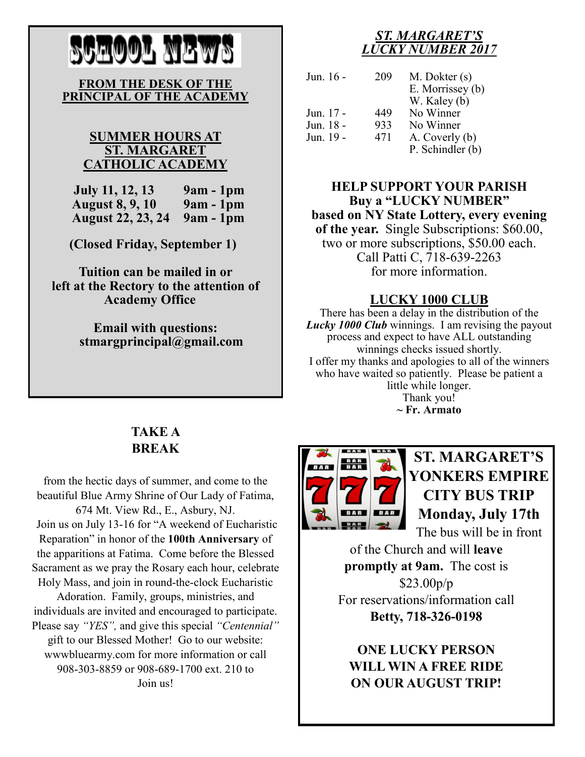# SCHOOL NEWS

**FROM THE DESK OF THE PRINCIPAL OF THE ACADEMY**

**SUMMER HOURS AT ST. MARGARET CATHOLIC ACADEMY**

| | |
|---|---|
| **July 11, 12, 13** | **9am - 1pm** |
| **August 8, 9, 10** | **9am - 1pm** |
| **August 22, 23, 24** | **9am - 1pm** |

**(Closed Friday, September 1)**

**Tuition can be mailed in or left at the Rectory to the attention of Academy Office**

**Email with questions: stmargprincipal@gmail.com**

## TAKE A BREAK

from the hectic days of summer, and come to the beautiful Blue Army Shrine of Our Lady of Fatima, 674 Mt. View Rd., E., Asbury, NJ. Join us on July 13-16 for "A weekend of Eucharistic Reparation" in honor of the **100th Anniversary** of the apparitions at Fatima. Come before the Blessed Sacrament as we pray the Rosary each hour, celebrate Holy Mass, and join in round-the-clock Eucharistic Adoration. Family, groups, ministries, and individuals are invited and encouraged to participate. Please say *"YES",* and give this special *"Centennial"* gift to our Blessed Mother! Go to our website: wwwbluearmy.com for more information or call 908-303-8859 or 908-689-1700 ext. 210 to Join us!

## *ST. MARGARET'S LUCKY NUMBER 2017*

| | | |
|---|---|---|
| Jun. 16 - | 209 | M. Dokter (s) |
| | | E. Morrissey (b) |
| | | W. Kaley (b) |
| Jun. 17 - | 449 | No Winner |
| Jun. 18 - | 933 | No Winner |
| Jun. 19 - | 471 | A. Coverly (b) |
| | | P. Schindler (b) |

**HELP SUPPORT YOUR PARISH**
**Buy a "LUCKY NUMBER" based on NY State Lottery, every evening of the year.** Single Subscriptions: $60.00, two or more subscriptions, $50.00 each. Call Patti C, 718-639-2263 for more information.

## LUCKY 1000 CLUB

There has been a delay in the distribution of the ***Lucky 1000 Club*** winnings. I am revising the payout process and expect to have ALL outstanding winnings checks issued shortly.
I offer my thanks and apologies to all of the winners who have waited so patiently. Please be patient a little while longer.
Thank you!
**~ Fr. Armato**

## ST. MARGARET'S YONKERS EMPIRE CITY BUS TRIP Monday, July 17th

The bus will be in front of the Church and will **leave promptly at 9am.** The cost is $23.00p/p
For reservations/information call **Betty, 718-326-0198**

**ONE LUCKY PERSON WILL WIN A FREE RIDE ON OUR AUGUST TRIP!**